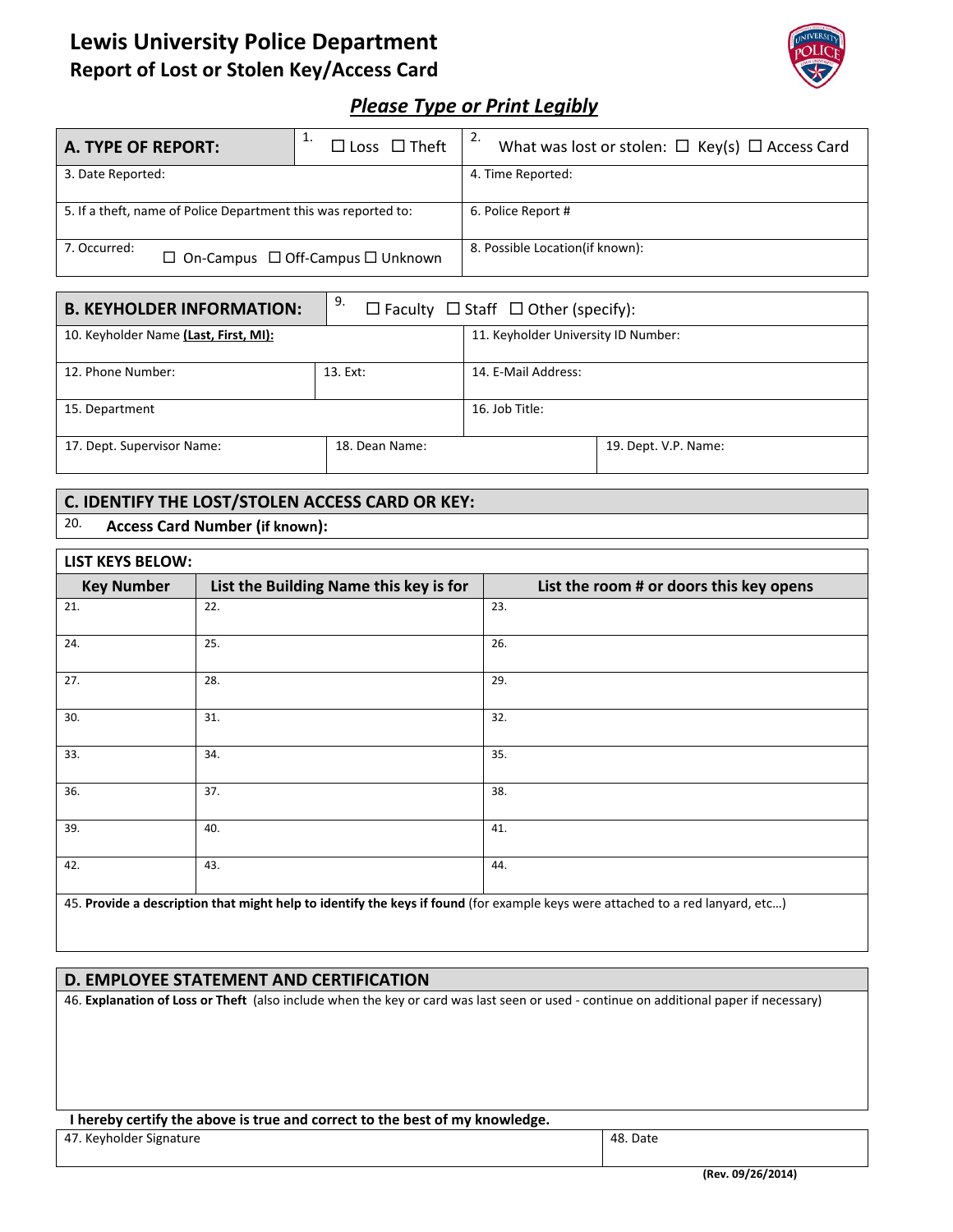# Lewis University Police Department
## Report of Lost or Stolen Key/Access Card

***Please Type or Print Legibly***

| **A. TYPE OF REPORT:** | 1. ☐ Loss ☐ Theft | 2. What was lost or stolen: ☐ Key(s) ☐ Access Card |
|---|---|---|
| 3. Date Reported: | | 4. Time Reported: |
| 5. If a theft, name of Police Department this was reported to: | | 6. Police Report # |
| 7. Occurred: ☐ On-Campus ☐ Off-Campus ☐ Unknown | | 8. Possible Location(if known): |

| **B. KEYHOLDER INFORMATION:** | 9. ☐ Faculty ☐ Staff ☐ Other (specify): | |
|---|---|---|
| 10. Keyholder Name **(Last, First, MI):** | | 11. Keyholder University ID Number: |
| 12. Phone Number: | 13. Ext: | 14. E-Mail Address: |
| 15. Department | | 16. Job Title: |
| 17. Dept. Supervisor Name: | 18. Dean Name: | 19. Dept. V.P. Name: |

## C. IDENTIFY THE LOST/STOLEN ACCESS CARD OR KEY:

20. **Access Card Number (if known):**

**LIST KEYS BELOW:**

| Key Number | List the Building Name this key is for | List the room # or doors this key opens |
|---|---|---|
| 21. | 22. | 23. |
| 24. | 25. | 26. |
| 27. | 28. | 29. |
| 30. | 31. | 32. |
| 33. | 34. | 35. |
| 36. | 37. | 38. |
| 39. | 40. | 41. |
| 42. | 43. | 44. |

45. **Provide a description that might help to identify the keys if found** (for example keys were attached to a red lanyard, etc…)

## D. EMPLOYEE STATEMENT AND CERTIFICATION

46. **Explanation of Loss or Theft** (also include when the key or card was last seen or used - continue on additional paper if necessary)

**I hereby certify the above is true and correct to the best of my knowledge.**

| 47. Keyholder Signature | 48. Date |
|---|---|
| | |

**(Rev. 09/26/2014)**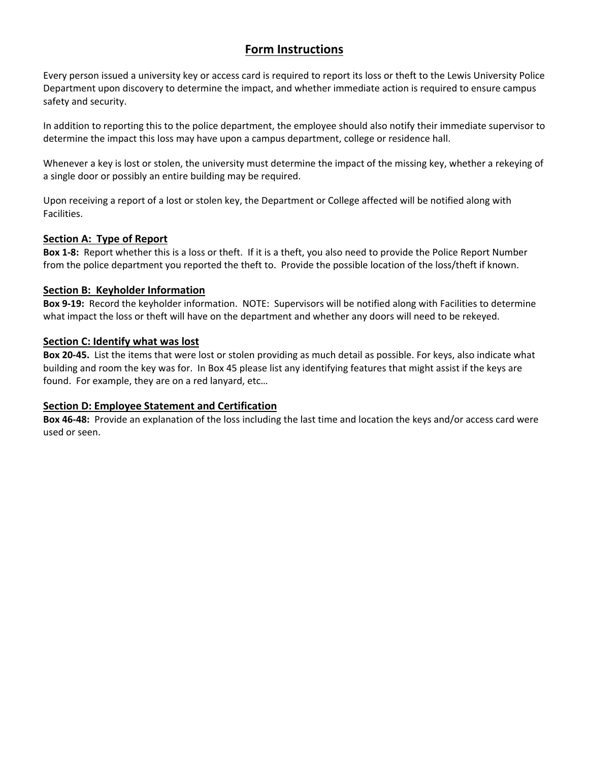# Form Instructions

Every person issued a university key or access card is required to report its loss or theft to the Lewis University Police Department upon discovery to determine the impact, and whether immediate action is required to ensure campus safety and security.

In addition to reporting this to the police department, the employee should also notify their immediate supervisor to determine the impact this loss may have upon a campus department, college or residence hall.

Whenever a key is lost or stolen, the university must determine the impact of the missing key, whether a rekeying of a single door or possibly an entire building may be required.

Upon receiving a report of a lost or stolen key, the Department or College affected will be notified along with Facilities.

## Section A: Type of Report

**Box 1-8:** Report whether this is a loss or theft. If it is a theft, you also need to provide the Police Report Number from the police department you reported the theft to. Provide the possible location of the loss/theft if known.

## Section B: Keyholder Information

**Box 9-19:** Record the keyholder information. NOTE: Supervisors will be notified along with Facilities to determine what impact the loss or theft will have on the department and whether any doors will need to be rekeyed.

## Section C: Identify what was lost

**Box 20-45.** List the items that were lost or stolen providing as much detail as possible. For keys, also indicate what building and room the key was for. In Box 45 please list any identifying features that might assist if the keys are found. For example, they are on a red lanyard, etc…

## Section D: Employee Statement and Certification

**Box 46-48:** Provide an explanation of the loss including the last time and location the keys and/or access card were used or seen.